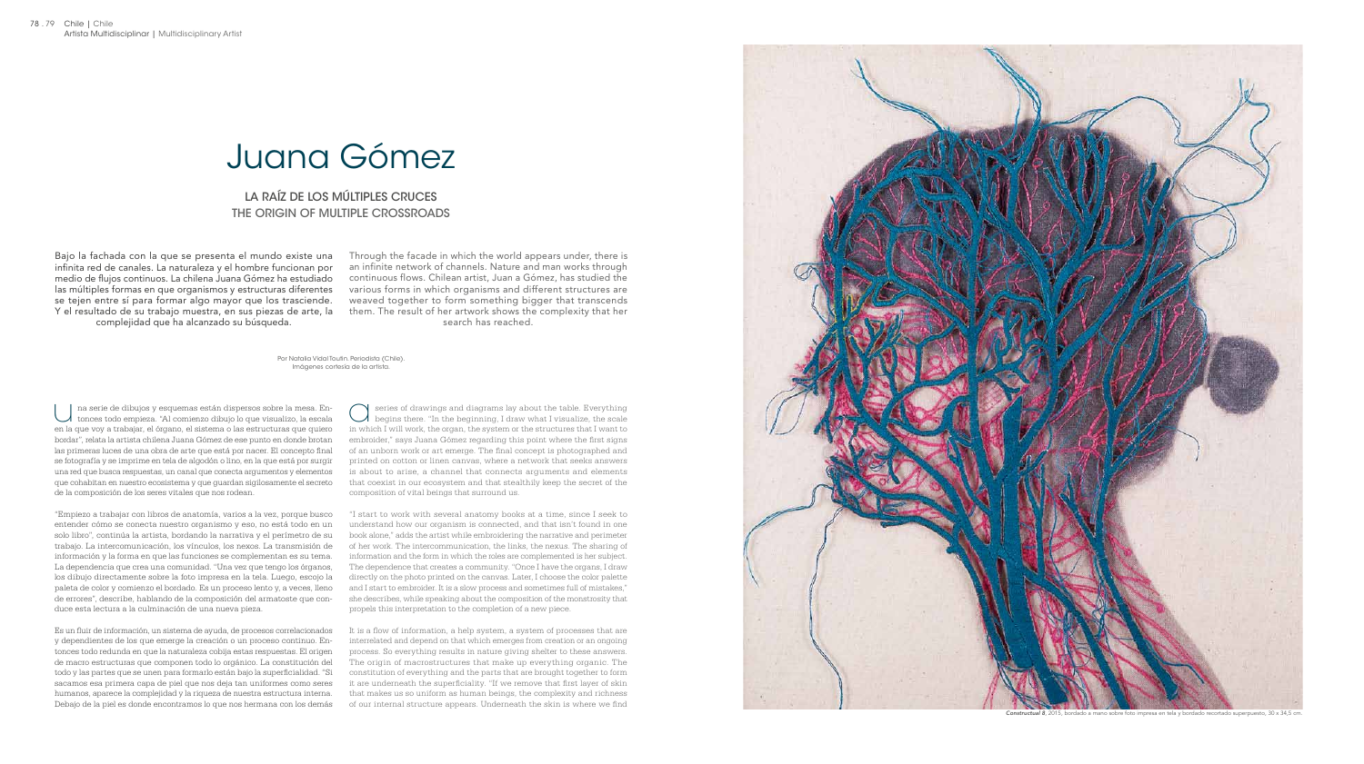# Juana Gómez

## LA RAÍZ DE LOS MÚLTIPLES CRUCES
## THE ORIGIN OF MULTIPLE CROSSROADS

Bajo la fachada con la que se presenta el mundo existe una infinita red de canales. La naturaleza y el hombre funcionan por medio de flujos continuos. La chilena Juana Gómez ha estudiado las múltiples formas en que organismos y estructuras diferentes se tejen entre sí para formar algo mayor que los trasciende. Y el resultado de su trabajo muestra, en sus piezas de arte, la complejidad que ha alcanzado su búsqueda.

Through the facade in which the world appears under, there is an infinite network of channels. Nature and man works through continuous flows. Chilean artist, Juan a Gómez, has studied the various forms in which organisms and different structures are weaved together to form something bigger that transcends them. The result of her artwork shows the complexity that her search has reached.

Por Natalia Vidal Toutin. Periodista (Chile).
Imágenes cortesía de la artista.

Una serie de dibujos y esquemas están dispersos sobre la mesa. Entonces todo empieza. "Al comienzo dibujo lo que visualizo, la escala en la que voy a trabajar, el órgano, el sistema o las estructuras que quiero bordar", relata la artista chilena Juana Gómez de ese punto en donde brotan las primeras luces de una obra de arte que está por nacer. El concepto final se fotografía y se imprime en tela de algodón o lino, en la que está por surgir una red que busca respuestas, un canal que conecta argumentos y elementos que cohabitan en nuestro ecosistema y que guardan sigilosamente el secreto de la composición de los seres vitales que nos rodean.

"Empiezo a trabajar con libros de anatomía, varios a la vez, porque busco entender cómo se conecta nuestro organismo y eso, no está todo en un solo libro", continúa la artista, bordando la narrativa y el perímetro de su trabajo. La intercomunicación, los vínculos, los nexos. La transmisión de información y la forma en que las funciones se complementan es su tema. La dependencia que crea una comunidad. "Una vez que tengo los órganos, los dibujo directamente sobre la foto impresa en la tela. Luego, escojo la paleta de color y comienzo el bordado. Es un proceso lento y, a veces, lleno de errores", describe, hablando de la composición del armatoste que conduce esta lectura a la culminación de una nueva pieza.

Es un fluir de información, un sistema de ayuda, de procesos correlacionados y dependientes de los que emerge la creación o un proceso continuo. Entonces todo redunda en que la naturaleza cobija estas respuestas. El origen de macro estructuras que componen todo lo orgánico. La constitución del todo y las partes que se unen para formarlo están bajo la superficialidad. "Si sacamos esa primera capa de piel que nos deja tan uniformes como seres humanos, aparece la complejidad y la riqueza de nuestra estructura interna. Debajo de la piel es donde encontramos lo que nos hermana con los demás

A series of drawings and diagrams lay about the table. Everything begins there. "In the beginning, I draw what I visualize, the scale in which I will work, the organ, the system or the structures that I want to embroider," says Juana Gómez regarding this point where the first signs of an unborn work or art emerge. The final concept is photographed and printed on cotton or linen canvas, where a network that seeks answers is about to arise, a channel that connects arguments and elements that coexist in our ecosystem and that stealthily keep the secret of the composition of vital beings that surround us.

"I start to work with several anatomy books at a time, since I seek to understand how our organism is connected, and that isn't found in one book alone," adds the artist while embroidering the narrative and perimeter of her work. The intercommunication, the links, the nexus. The sharing of information and the form in which the roles are complemented is her subject. The dependence that creates a community. "Once I have the organs, I draw directly on the photo printed on the canvas. Later, I choose the color palette and I start to embroider. It is a slow process and sometimes full of mistakes," she describes, while speaking about the composition of the monstrosity that propels this interpretation to the completion of a new piece.

It is a flow of information, a help system, a system of processes that are interrelated and depend on that which emerges from creation or an ongoing process. So everything results in nature giving shelter to these answers. The origin of macrostructures that make up everything organic. The constitution of everything and the parts that are brought together to form it are underneath the superficiality. "If we remove that first layer of skin that makes us so uniform as human beings, the complexity and richness of our internal structure appears. Underneath the skin is where we find

*Constructual 8*, 2015, bordado a mano sobre foto impresa en tela y bordado recortado superpuesto, 30 x 34,5 cm.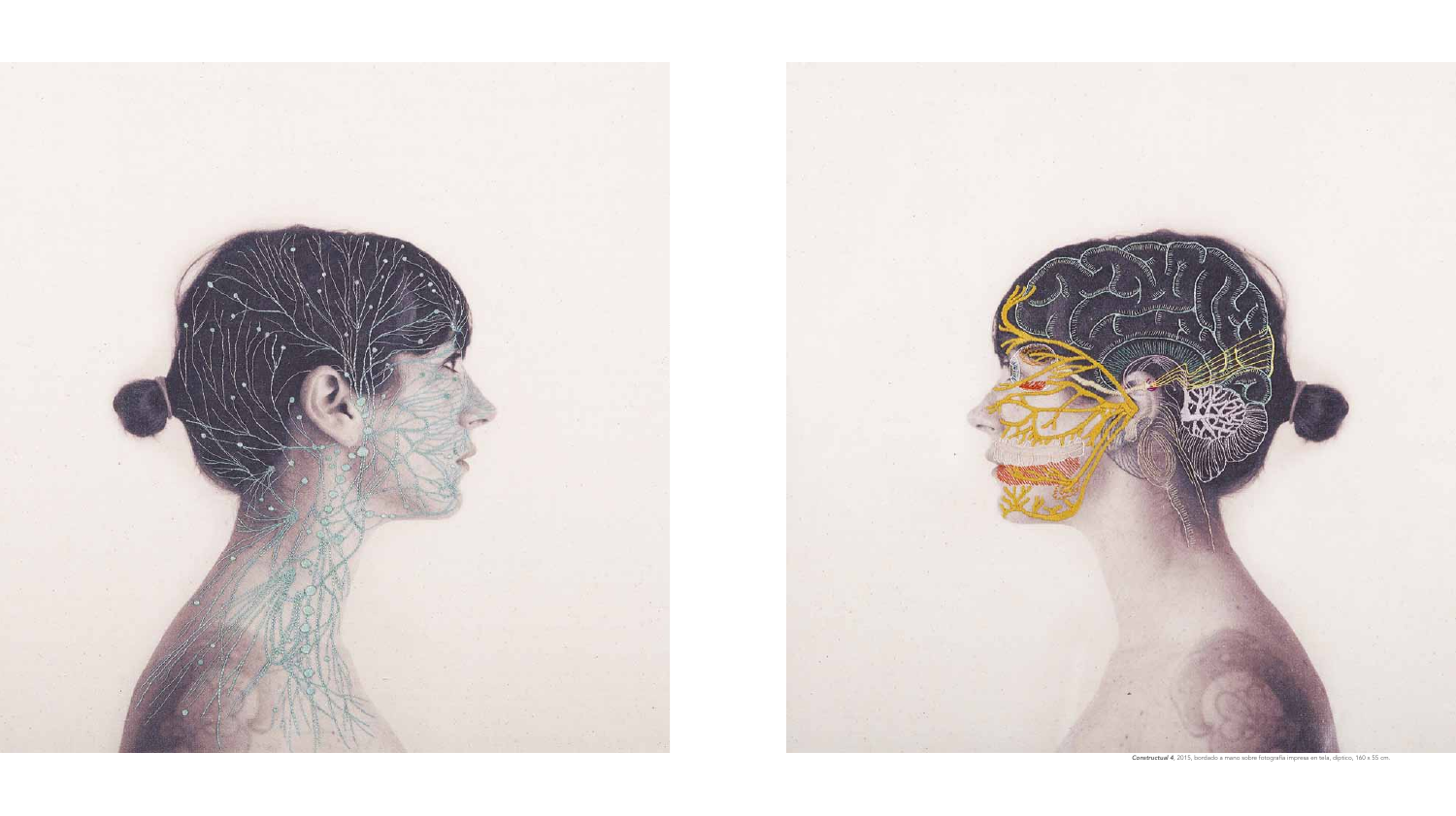*Constructual 4*, 2015, bordado a mano sobre fotografía impresa en tela, díptico, 160 x 55 cm.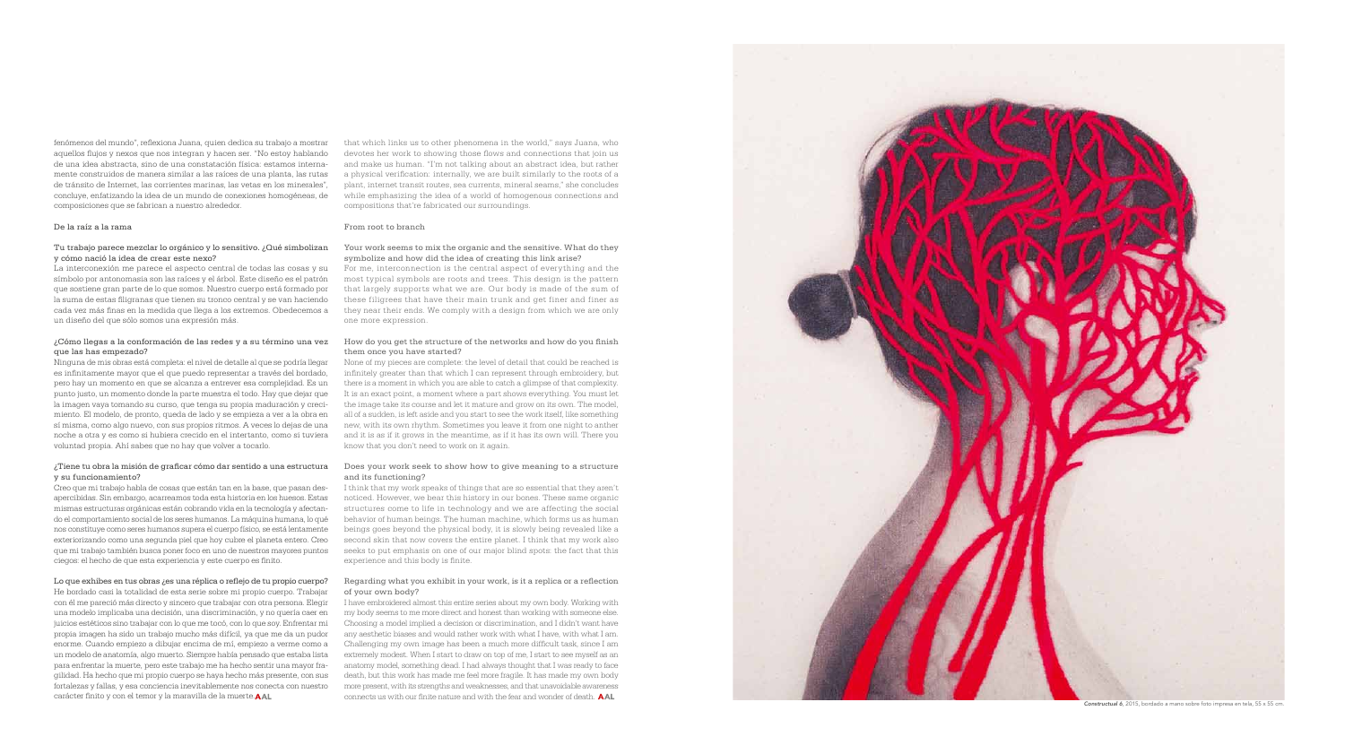fenómenos del mundo", reflexiona Juana, quien dedica su trabajo a mostrar aquellos flujos y nexos que nos integran y hacen ser. "No estoy hablando de una idea abstracta, sino de una constatación física: estamos internamente construidos de manera similar a las raíces de una planta, las rutas de tránsito de Internet, las corrientes marinas, las vetas en los minerales", concluye, enfatizando la idea de un mundo de conexiones homogéneas, de composiciones que se fabrican a nuestro alrededor.

## De la raíz a la rama

**Tu trabajo parece mezclar lo orgánico y lo sensitivo. ¿Qué simbolizan y cómo nació la idea de crear este nexo?**

La interconexión me parece el aspecto central de todas las cosas y su símbolo por antonomasia son las raíces y el árbol. Este diseño es el patrón que sostiene gran parte de lo que somos. Nuestro cuerpo está formado por la suma de estas filigranas que tienen su tronco central y se van haciendo cada vez más finas en la medida que llega a los extremos. Obedecemos a un diseño del que sólo somos una expresión más.

**¿Cómo llegas a la conformación de las redes y a su término una vez que las has empezado?**

Ninguna de mis obras está completa: el nivel de detalle al que se podría llegar es infinitamente mayor que el que puedo representar a través del bordado, pero hay un momento en que se alcanza a entrever esa complejidad. Es un punto justo, un momento donde la parte muestra el todo. Hay que dejar que la imagen vaya tomando su curso, que tenga su propia maduración y crecimiento. El modelo, de pronto, queda de lado y se empieza a ver a la obra en sí misma, como algo nuevo, con sus propios ritmos. A veces lo dejas de una noche a otra y es como si hubiera crecido en el intertanto, como si tuviera voluntad propia. Ahí sabes que no hay que volver a tocarlo.

**¿Tiene tu obra la misión de graficar cómo dar sentido a una estructura y su funcionamiento?**

Creo que mi trabajo habla de cosas que están tan en la base, que pasan desapercibidas. Sin embargo, acarreamos toda esta historia en los huesos. Estas mismas estructuras orgánicas están cobrando vida en la tecnología y afectando el comportamiento social de los seres humanos. La máquina humana, lo que nos constituye como seres humanos supera el cuerpo físico, se está lentamente exteriorizando como una segunda piel que hoy cubre el planeta entero. Creo que mi trabajo también busca poner foco en uno de nuestros mayores puntos ciegos: el hecho de que esta experiencia y este cuerpo es finito.

**Lo que exhibes en tus obras ¿es una réplica o reflejo de tu propio cuerpo?**

He bordado casi la totalidad de esta serie sobre mi propio cuerpo. Trabajar con él me pareció más directo y sincero que trabajar con otra persona. Elegir una modelo implicaba una decisión, una discriminación, y no quería caer en juicios estéticos sino trabajar con lo que me tocó, con lo que soy. Enfrentar mi propia imagen ha sido un trabajo mucho más difícil, ya que me da un pudor enorme. Cuando empiezo a dibujar encima de mí, empiezo a verme como a un modelo de anatomía, algo muerto. Siempre había pensado que estaba lista para enfrentar la muerte, pero este trabajo me ha hecho sentir una mayor fragilidad. Ha hecho que mi propio cuerpo se haya hecho más presente, con sus fortalezas y fallas, y esa conciencia inevitablemente nos conecta con nuestro carácter finito y con el temor y la maravilla de la muerte. **AAL**

that which links us to other phenomena in the world," says Juana, who devotes her work to showing those flows and connections that join us and make us human. "I'm not talking about an abstract idea, but rather a physical verification: internally, we are built similarly to the roots of a plant, internet transit routes, sea currents, mineral seams," she concludes while emphasizing the idea of a world of homogenous connections and compositions that're fabricated our surroundings.

## From root to branch

**Your work seems to mix the organic and the sensitive. What do they symbolize and how did the idea of creating this link arise?**

For me, interconnection is the central aspect of everything and the most typical symbols are roots and trees. This design is the pattern that largely supports what we are. Our body is made of the sum of these filigrees that have their main trunk and get finer and finer as they near their ends. We comply with a design from which we are only one more expression.

**How do you get the structure of the networks and how do you finish them once you have started?**

None of my pieces are complete: the level of detail that could be reached is infinitely greater than that which I can represent through embroidery, but there is a moment in which you are able to catch a glimpse of that complexity. It is an exact point, a moment where a part shows everything. You must let the image take its course and let it mature and grow on its own. The model, all of a sudden, is left aside and you start to see the work itself, like something new, with its own rhythm. Sometimes you leave it from one night to anther and it is as if it grows in the meantime, as if it has its own will. There you know that you don't need to work on it again.

**Does your work seek to show how to give meaning to a structure and its functioning?**

I think that my work speaks of things that are so essential that they aren't noticed. However, we bear this history in our bones. These same organic structures come to life in technology and we are affecting the social behavior of human beings. The human machine, which forms us as human beings goes beyond the physical body, it is slowly being revealed like a second skin that now covers the entire planet. I think that my work also seeks to put emphasis on one of our major blind spots: the fact that this experience and this body is finite.

**Regarding what you exhibit in your work, is it a replica or a reflection of your own body?**

I have embroidered almost this entire series about my own body. Working with my body seems to me more direct and honest than working with someone else. Choosing a model implied a decision or discrimination, and I didn't want have any aesthetic biases and would rather work with what I have, with what I am. Challenging my own image has been a much more difficult task, since I am extremely modest. When I start to draw on top of me, I start to see myself as an anatomy model, something dead. I had always thought that I was ready to face death, but this work has made me feel more fragile. It has made my own body more present, with its strengths and weaknesses; and that unavoidable awareness connects us with our finite nature and with the fear and wonder of death. **AAL**

**Constructual 6**, 2015, bordado a mano sobre foto impresa en tela, 55 x 55 cm.